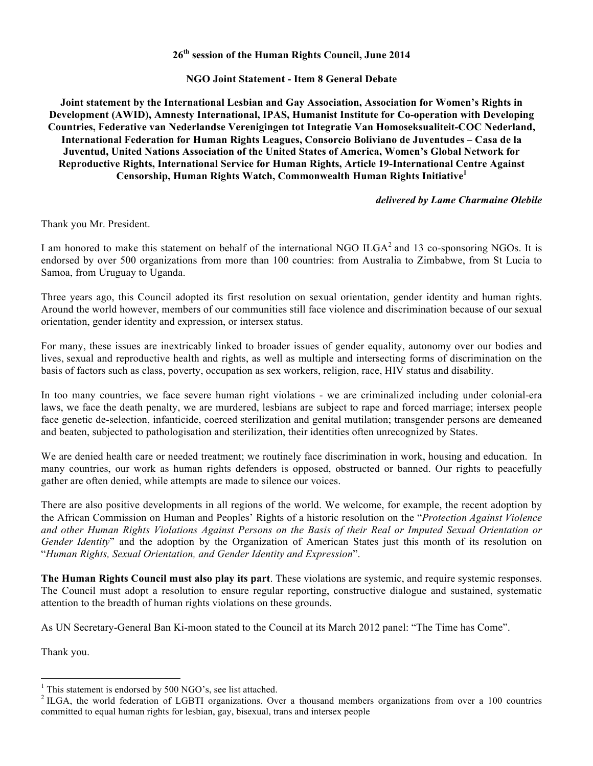**26th session of the Human Rights Council, June 2014**

**NGO Joint Statement - Item 8 General Debate**

**Joint statement by the International Lesbian and Gay Association, Association for Women's Rights in Development (AWID), Amnesty International, IPAS, Humanist Institute for Co-operation with Developing Countries, Federative van Nederlandse Verenigingen tot Integratie Van Homoseksualiteit-COC Nederland, International Federation for Human Rights Leagues, Consorcio Boliviano de Juventudes – Casa de la Juventud, United Nations Association of the United States of America, Women's Global Network for Reproductive Rights, International Service for Human Rights, Article 19-International Centre Against Censorship, Human Rights Watch, Commonwealth Human Rights Initiative[1]**

***delivered by Lame Charmaine Olebile***

Thank you Mr. President.

I am honored to make this statement on behalf of the international NGO ILGA[2] and 13 co-sponsoring NGOs. It is endorsed by over 500 organizations from more than 100 countries: from Australia to Zimbabwe, from St Lucia to Samoa, from Uruguay to Uganda.

Three years ago, this Council adopted its first resolution on sexual orientation, gender identity and human rights. Around the world however, members of our communities still face violence and discrimination because of our sexual orientation, gender identity and expression, or intersex status.

For many, these issues are inextricably linked to broader issues of gender equality, autonomy over our bodies and lives, sexual and reproductive health and rights, as well as multiple and intersecting forms of discrimination on the basis of factors such as class, poverty, occupation as sex workers, religion, race, HIV status and disability.

In too many countries, we face severe human right violations - we are criminalized including under colonial-era laws, we face the death penalty, we are murdered, lesbians are subject to rape and forced marriage; intersex people face genetic de-selection, infanticide, coerced sterilization and genital mutilation; transgender persons are demeaned and beaten, subjected to pathologisation and sterilization, their identities often unrecognized by States.

We are denied health care or needed treatment; we routinely face discrimination in work, housing and education. In many countries, our work as human rights defenders is opposed, obstructed or banned. Our rights to peacefully gather are often denied, while attempts are made to silence our voices.

There are also positive developments in all regions of the world. We welcome, for example, the recent adoption by the African Commission on Human and Peoples' Rights of a historic resolution on the "*Protection Against Violence and other Human Rights Violations Against Persons on the Basis of their Real or Imputed Sexual Orientation or Gender Identity*" and the adoption by the Organization of American States just this month of its resolution on "***Human Rights, Sexual Orientation, and Gender Identity and Expression***".

**The Human Rights Council must also play its part**. These violations are systemic, and require systemic responses. The Council must adopt a resolution to ensure regular reporting, constructive dialogue and sustained, systematic attention to the breadth of human rights violations on these grounds.

As UN Secretary-General Ban Ki-moon stated to the Council at its March 2012 panel: "The Time has Come".

Thank you.

---

[1] This statement is endorsed by 500 NGO's, see list attached.

[2] ILGA, the world federation of LGBTI organizations. Over a thousand members organizations from over a 100 countries committed to equal human rights for lesbian, gay, bisexual, trans and intersex people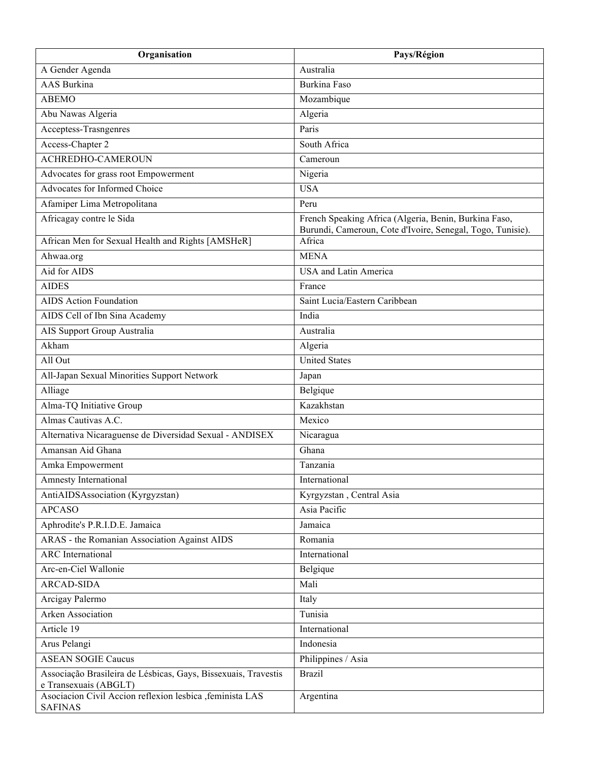| Organisation | Pays/Région |
| --- | --- |
| A Gender Agenda | Australia |
| AAS Burkina | Burkina Faso |
| ABEMO | Mozambique |
| Abu Nawas Algeria | Algeria |
| Acceptess-Trasngenres | Paris |
| Access-Chapter 2 | South Africa |
| ACHREDHO-CAMEROUN | Cameroun |
| Advocates for grass root Empowerment | Nigeria |
| Advocates for Informed Choice | USA |
| Afamiper Lima Metropolitana | Peru |
| Africagay contre le Sida | French Speaking Africa (Algeria, Benin, Burkina Faso, Burundi, Cameroun, Cote d'Ivoire, Senegal, Togo, Tunisie). |
| African Men for Sexual Health and Rights [AMSHeR] | Africa |
| Ahwaa.org | MENA |
| Aid for AIDS | USA and Latin America |
| AIDES | France |
| AIDS Action Foundation | Saint Lucia/Eastern Caribbean |
| AIDS Cell of Ibn Sina Academy | India |
| AIS Support Group Australia | Australia |
| Akham | Algeria |
| All Out | United States |
| All-Japan Sexual Minorities Support Network | Japan |
| Alliage | Belgique |
| Alma-TQ Initiative Group | Kazakhstan |
| Almas Cautivas A.C. | Mexico |
| Alternativa Nicaraguense de Diversidad Sexual - ANDISEX | Nicaragua |
| Amansan Aid Ghana | Ghana |
| Amka Empowerment | Tanzania |
| Amnesty International | International |
| AntiAIDSAssociation (Kyrgyzstan) | Kyrgyzstan , Central Asia |
| APCASO | Asia Pacific |
| Aphrodite's P.R.I.D.E. Jamaica | Jamaica |
| ARAS - the Romanian Association Against AIDS | Romania |
| ARC International | International |
| Arc-en-Ciel Wallonie | Belgique |
| ARCAD-SIDA | Mali |
| Arcigay Palermo | Italy |
| Arken Association | Tunisia |
| Article 19 | International |
| Arus Pelangi | Indonesia |
| ASEAN SOGIE Caucus | Philippines / Asia |
| Associação Brasileira de Lésbicas, Gays, Bissexuais, Travestis e Transexuais (ABGLT) | Brazil |
| Asociacion Civil Accion reflexion lesbica ,feminista LAS SAFINAS | Argentina |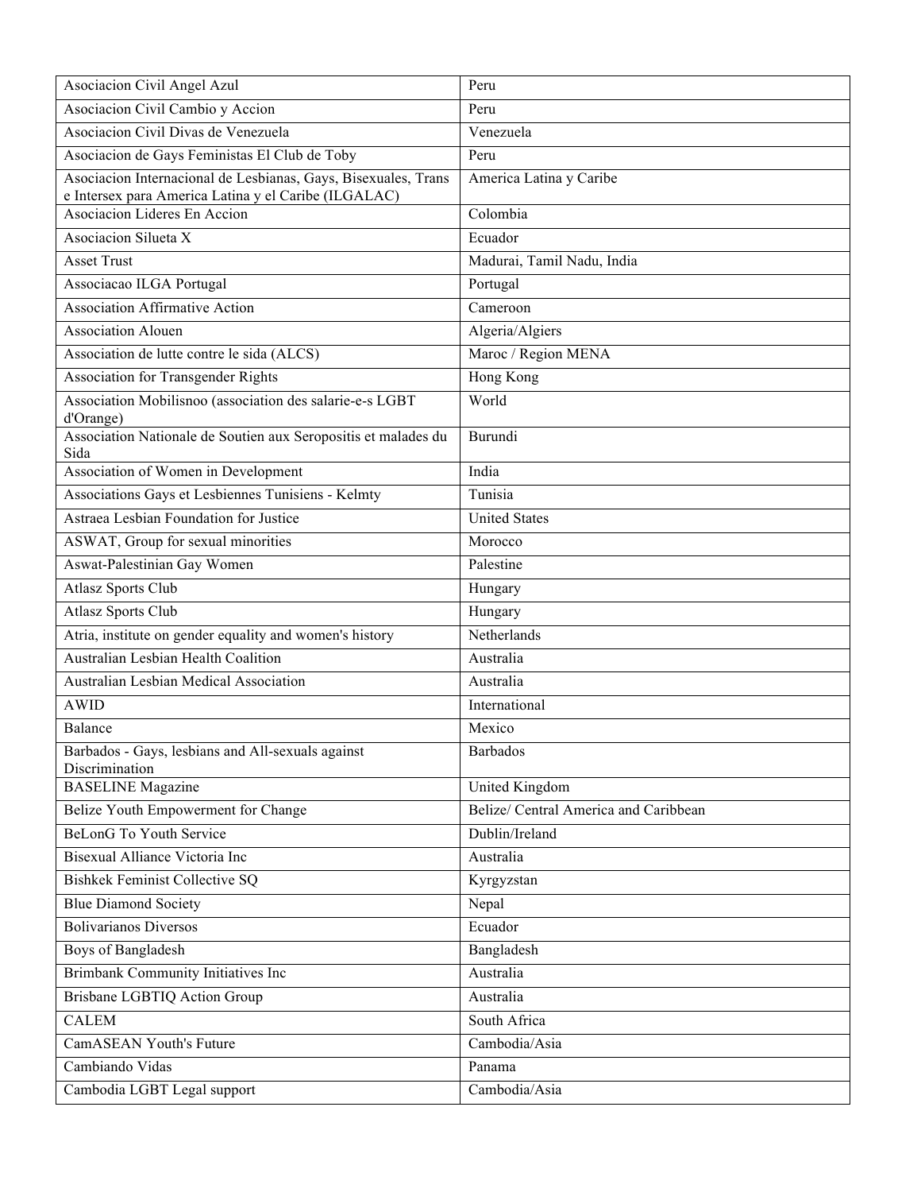| Asociacion Civil Angel Azul | Peru |
|---|---|
| Asociacion Civil Cambio y Accion | Peru |
| Asociacion Civil Divas de Venezuela | Venezuela |
| Asociacion de Gays Feministas El Club de Toby | Peru |
| Asociacion Internacional de Lesbianas, Gays, Bisexuales, Trans e Intersex para America Latina y el Caribe (ILGALAC) | America Latina y Caribe |
| Asociacion Lideres En Accion | Colombia |
| Asociacion Silueta X | Ecuador |
| Asset Trust | Madurai, Tamil Nadu, India |
| Associacao ILGA Portugal | Portugal |
| Association Affirmative Action | Cameroon |
| Association Alouen | Algeria/Algiers |
| Association de lutte contre le sida (ALCS) | Maroc / Region MENA |
| Association for Transgender Rights | Hong Kong |
| Association Mobilisnoo (association des salarie-e-s LGBT d'Orange) | World |
| Association Nationale de Soutien aux Seropositis et malades du Sida | Burundi |
| Association of Women in Development | India |
| Associations Gays et Lesbiennes Tunisiens - Kelmty | Tunisia |
| Astraea Lesbian Foundation for Justice | United States |
| ASWAT, Group for sexual minorities | Morocco |
| Aswat-Palestinian Gay Women | Palestine |
| Atlasz Sports Club | Hungary |
| Atlasz Sports Club | Hungary |
| Atria, institute on gender equality and women's history | Netherlands |
| Australian Lesbian Health Coalition | Australia |
| Australian Lesbian Medical Association | Australia |
| AWID | International |
| Balance | Mexico |
| Barbados - Gays, lesbians and All-sexuals against Discrimination | Barbados |
| BASELINE Magazine | United Kingdom |
| Belize Youth Empowerment for Change | Belize/ Central America and Caribbean |
| BeLonG To Youth Service | Dublin/Ireland |
| Bisexual Alliance Victoria Inc | Australia |
| Bishkek Feminist Collective SQ | Kyrgyzstan |
| Blue Diamond Society | Nepal |
| Bolivarianos Diversos | Ecuador |
| Boys of Bangladesh | Bangladesh |
| Brimbank Community Initiatives Inc | Australia |
| Brisbane LGBTIQ Action Group | Australia |
| CALEM | South Africa |
| CamASEAN Youth's Future | Cambodia/Asia |
| Cambiando Vidas | Panama |
| Cambodia LGBT Legal support | Cambodia/Asia |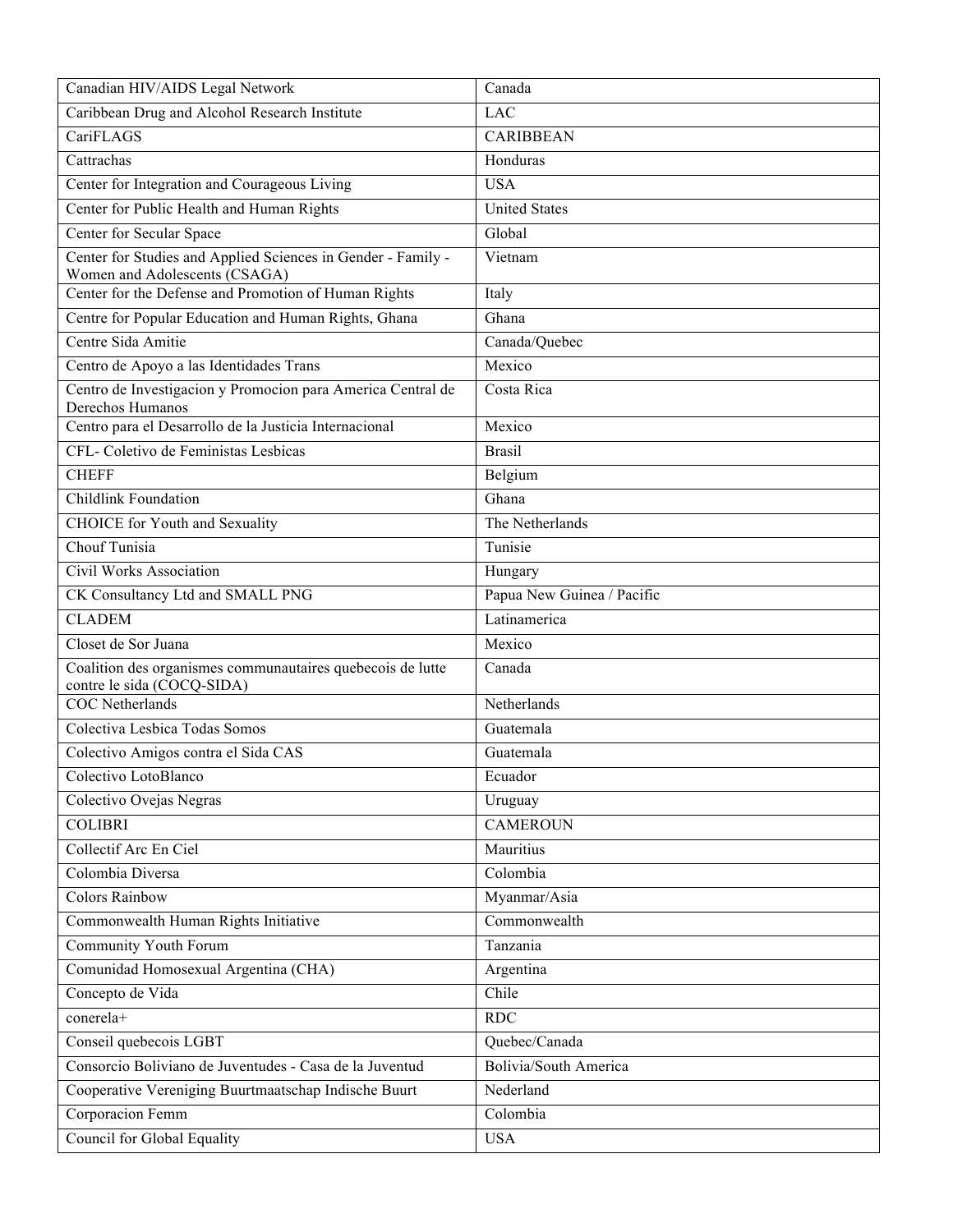| Canadian HIV/AIDS Legal Network | Canada |
|---|---|
| Caribbean Drug and Alcohol Research Institute | LAC |
| CariFLAGS | CARIBBEAN |
| Cattrachas | Honduras |
| Center for Integration and Courageous Living | USA |
| Center for Public Health and Human Rights | United States |
| Center for Secular Space | Global |
| Center for Studies and Applied Sciences in Gender - Family - Women and Adolescents (CSAGA) | Vietnam |
| Center for the Defense and Promotion of Human Rights | Italy |
| Centre for Popular Education and Human Rights, Ghana | Ghana |
| Centre Sida Amitie | Canada/Quebec |
| Centro de Apoyo a las Identidades Trans | Mexico |
| Centro de Investigacion y Promocion para America Central de Derechos Humanos | Costa Rica |
| Centro para el Desarrollo de la Justicia Internacional | Mexico |
| CFL- Coletivo de Feministas Lesbicas | Brasil |
| CHEFF | Belgium |
| Childlink Foundation | Ghana |
| CHOICE for Youth and Sexuality | The Netherlands |
| Chouf Tunisia | Tunisie |
| Civil Works Association | Hungary |
| CK Consultancy Ltd and SMALL PNG | Papua New Guinea / Pacific |
| CLADEM | Latinamerica |
| Closet de Sor Juana | Mexico |
| Coalition des organismes communautaires quebecois de lutte contre le sida (COCQ-SIDA) | Canada |
| COC Netherlands | Netherlands |
| Colectiva Lesbica Todas Somos | Guatemala |
| Colectivo Amigos contra el Sida CAS | Guatemala |
| Colectivo LotoBlanco | Ecuador |
| Colectivo Ovejas Negras | Uruguay |
| COLIBRI | CAMEROUN |
| Collectif Arc En Ciel | Mauritius |
| Colombia Diversa | Colombia |
| Colors Rainbow | Myanmar/Asia |
| Commonwealth Human Rights Initiative | Commonwealth |
| Community Youth Forum | Tanzania |
| Comunidad Homosexual Argentina (CHA) | Argentina |
| Concepto de Vida | Chile |
| conerela+ | RDC |
| Conseil quebecois LGBT | Quebec/Canada |
| Consorcio Boliviano de Juventudes - Casa de la Juventud | Bolivia/South America |
| Cooperative Vereniging Buurtmaatschap Indische Buurt | Nederland |
| Corporacion Femm | Colombia |
| Council for Global Equality | USA |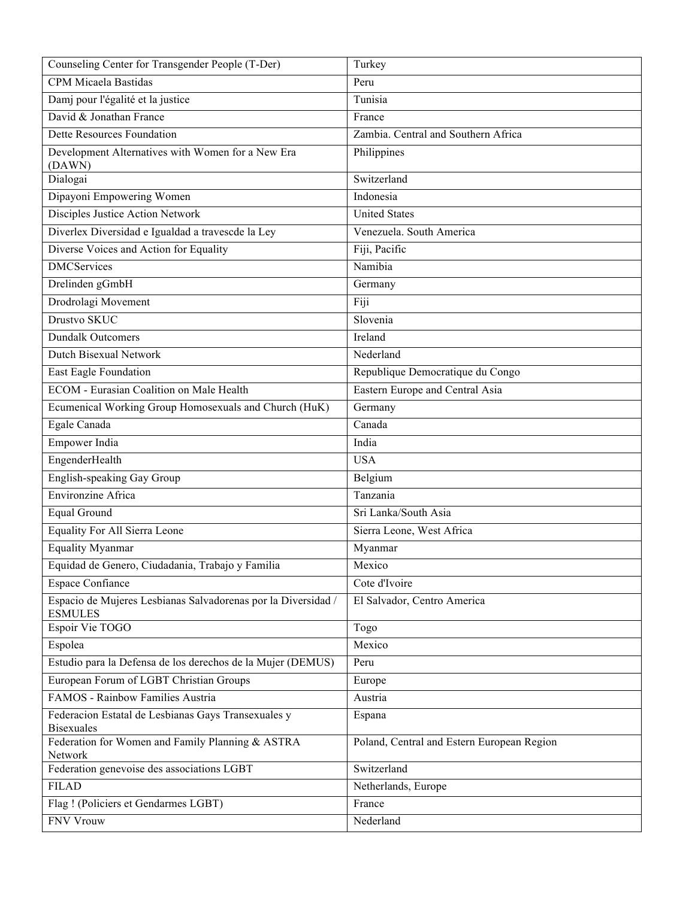| | |
|---|---|
| Counseling Center for Transgender People (T-Der) | Turkey |
| CPM Micaela Bastidas | Peru |
| Damj pour l'égalité et la justice | Tunisia |
| David & Jonathan France | France |
| Dette Resources Foundation | Zambia. Central and Southern Africa |
| Development Alternatives with Women for a New Era (DAWN) | Philippines |
| Dialogai | Switzerland |
| Dipayoni Empowering Women | Indonesia |
| Disciples Justice Action Network | United States |
| Diverlex Diversidad e Igualdad a travescde la Ley | Venezuela. South America |
| Diverse Voices and Action for Equality | Fiji, Pacific |
| DMCServices | Namibia |
| Drelinden gGmbH | Germany |
| Drodrolagi Movement | Fiji |
| Drustvo SKUC | Slovenia |
| Dundalk Outcomers | Ireland |
| Dutch Bisexual Network | Nederland |
| East Eagle Foundation | Republique Democratique du Congo |
| ECOM - Eurasian Coalition on Male Health | Eastern Europe and Central Asia |
| Ecumenical Working Group Homosexuals and Church (HuK) | Germany |
| Egale Canada | Canada |
| Empower India | India |
| EngenderHealth | USA |
| English-speaking Gay Group | Belgium |
| Environzine Africa | Tanzania |
| Equal Ground | Sri Lanka/South Asia |
| Equality For All Sierra Leone | Sierra Leone, West Africa |
| Equality Myanmar | Myanmar |
| Equidad de Genero, Ciudadania, Trabajo y Familia | Mexico |
| Espace Confiance | Cote d'Ivoire |
| Espacio de Mujeres Lesbianas Salvadorenas por la Diversidad / ESMULES | El Salvador, Centro America |
| Espoir Vie TOGO | Togo |
| Espolea | Mexico |
| Estudio para la Defensa de los derechos de la Mujer (DEMUS) | Peru |
| European Forum of LGBT Christian Groups | Europe |
| FAMOS - Rainbow Families Austria | Austria |
| Federacion Estatal de Lesbianas Gays Transexuales y Bisexuales | Espana |
| Federation for Women and Family Planning & ASTRA Network | Poland, Central and Estern European Region |
| Federation genevoise des associations LGBT | Switzerland |
| FILAD | Netherlands, Europe |
| Flag ! (Policiers et Gendarmes LGBT) | France |
| FNV Vrouw | Nederland |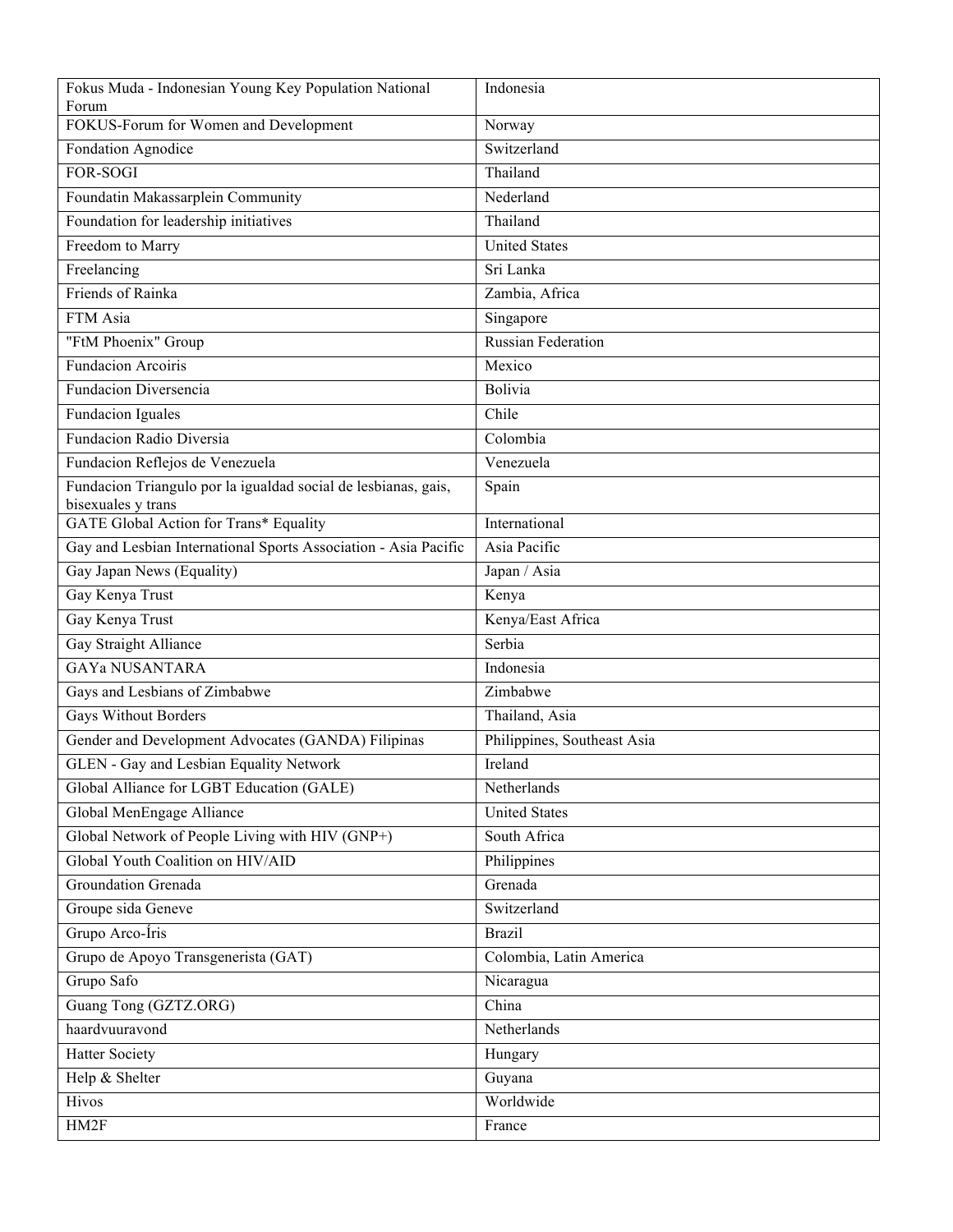| Fokus Muda - Indonesian Young Key Population National Forum | Indonesia |
|---|---|
| FOKUS-Forum for Women and Development | Norway |
| Fondation Agnodice | Switzerland |
| FOR-SOGI | Thailand |
| Foundatin Makassarplein Community | Nederland |
| Foundation for leadership initiatives | Thailand |
| Freedom to Marry | United States |
| Freelancing | Sri Lanka |
| Friends of Rainka | Zambia, Africa |
| FTM Asia | Singapore |
| "FtM Phoenix" Group | Russian Federation |
| Fundacion Arcoiris | Mexico |
| Fundacion Diversencia | Bolivia |
| Fundacion Iguales | Chile |
| Fundacion Radio Diversia | Colombia |
| Fundacion Reflejos de Venezuela | Venezuela |
| Fundacion Triangulo por la igualdad social de lesbianas, gais, bisexuales y trans | Spain |
| GATE Global Action for Trans* Equality | International |
| Gay and Lesbian International Sports Association - Asia Pacific | Asia Pacific |
| Gay Japan News (Equality) | Japan / Asia |
| Gay Kenya Trust | Kenya |
| Gay Kenya Trust | Kenya/East Africa |
| Gay Straight Alliance | Serbia |
| GAYa NUSANTARA | Indonesia |
| Gays and Lesbians of Zimbabwe | Zimbabwe |
| Gays Without Borders | Thailand, Asia |
| Gender and Development Advocates (GANDA) Filipinas | Philippines, Southeast Asia |
| GLEN - Gay and Lesbian Equality Network | Ireland |
| Global Alliance for LGBT Education (GALE) | Netherlands |
| Global MenEngage Alliance | United States |
| Global Network of People Living with HIV (GNP+) | South Africa |
| Global Youth Coalition on HIV/AID | Philippines |
| Groundation Grenada | Grenada |
| Groupe sida Geneve | Switzerland |
| Grupo Arco-Íris | Brazil |
| Grupo de Apoyo Transgenerista (GAT) | Colombia, Latin America |
| Grupo Safo | Nicaragua |
| Guang Tong (GZTZ.ORG) | China |
| haardvuuravond | Netherlands |
| Hatter Society | Hungary |
| Help & Shelter | Guyana |
| Hivos | Worldwide |
| HM2F | France |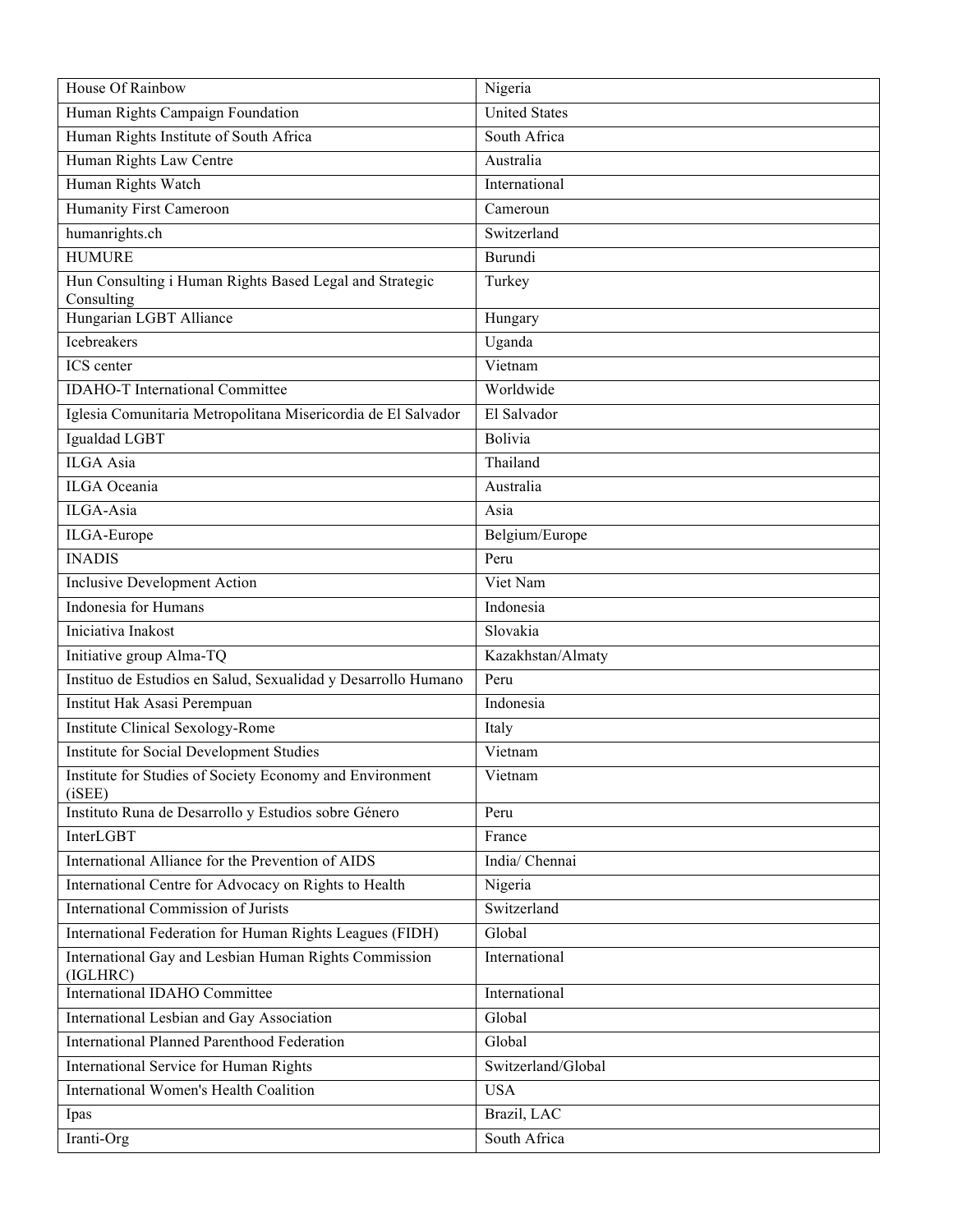| House Of Rainbow | Nigeria |
|---|---|
| Human Rights Campaign Foundation | United States |
| Human Rights Institute of South Africa | South Africa |
| Human Rights Law Centre | Australia |
| Human Rights Watch | International |
| Humanity First Cameroon | Cameroun |
| humanrights.ch | Switzerland |
| HUMURE | Burundi |
| Hun Consulting i Human Rights Based Legal and Strategic Consulting | Turkey |
| Hungarian LGBT Alliance | Hungary |
| Icebreakers | Uganda |
| ICS center | Vietnam |
| IDAHO-T International Committee | Worldwide |
| Iglesia Comunitaria Metropolitana Misericordia de El Salvador | El Salvador |
| Igualdad LGBT | Bolivia |
| ILGA Asia | Thailand |
| ILGA Oceania | Australia |
| ILGA-Asia | Asia |
| ILGA-Europe | Belgium/Europe |
| INADIS | Peru |
| Inclusive Development Action | Viet Nam |
| Indonesia for Humans | Indonesia |
| Iniciativa Inakost | Slovakia |
| Initiative group Alma-TQ | Kazakhstan/Almaty |
| Instituo de Estudios en Salud, Sexualidad y Desarrollo Humano | Peru |
| Institut Hak Asasi Perempuan | Indonesia |
| Institute Clinical Sexology-Rome | Italy |
| Institute for Social Development Studies | Vietnam |
| Institute for Studies of Society Economy and Environment (iSEE) | Vietnam |
| Instituto Runa de Desarrollo y Estudios sobre Género | Peru |
| InterLGBT | France |
| International Alliance for the Prevention of AIDS | India/ Chennai |
| International Centre for Advocacy on Rights to Health | Nigeria |
| International Commission of Jurists | Switzerland |
| International Federation for Human Rights Leagues (FIDH) | Global |
| International Gay and Lesbian Human Rights Commission (IGLHRC) | International |
| International IDAHO Committee | International |
| International Lesbian and Gay Association | Global |
| International Planned Parenthood Federation | Global |
| International Service for Human Rights | Switzerland/Global |
| International Women's Health Coalition | USA |
| Ipas | Brazil, LAC |
| Iranti-Org | South Africa |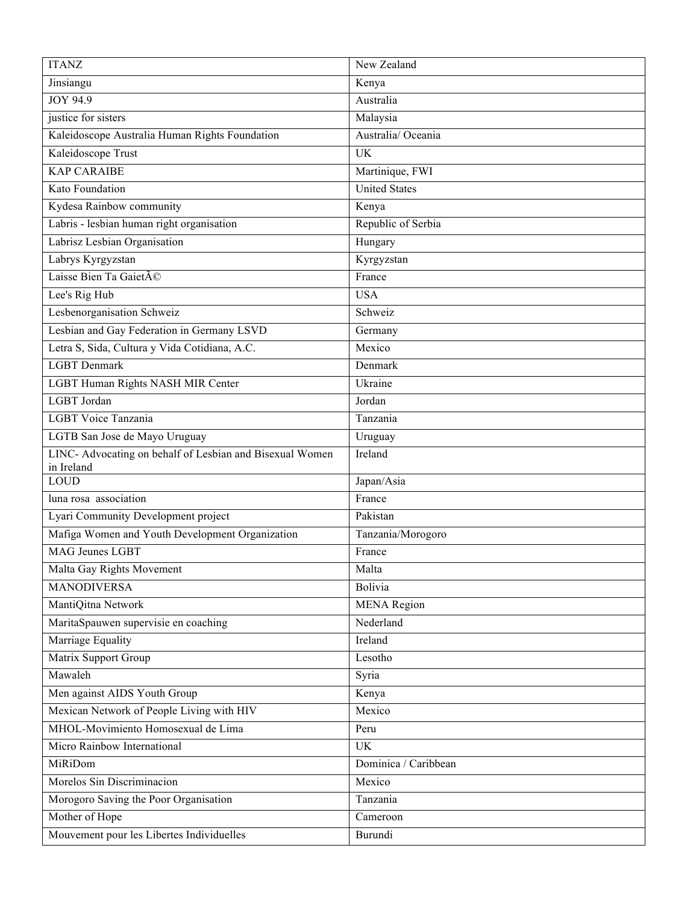| ITANZ | New Zealand |
|---|---|
| Jinsiangu | Kenya |
| JOY 94.9 | Australia |
| justice for sisters | Malaysia |
| Kaleidoscope Australia Human Rights Foundation | Australia/ Oceania |
| Kaleidoscope Trust | UK |
| KAP CARAIBE | Martinique, FWI |
| Kato Foundation | United States |
| Kydesa Rainbow community | Kenya |
| Labris - lesbian human right organisation | Republic of Serbia |
| Labrisz Lesbian Organisation | Hungary |
| Labrys Kyrgyzstan | Kyrgyzstan |
| Laisse Bien Ta GaietÃ© | France |
| Lee's Rig Hub | USA |
| Lesbenorganisation Schweiz | Schweiz |
| Lesbian and Gay Federation in Germany LSVD | Germany |
| Letra S, Sida, Cultura y Vida Cotidiana, A.C. | Mexico |
| LGBT Denmark | Denmark |
| LGBT Human Rights NASH MIR Center | Ukraine |
| LGBT Jordan | Jordan |
| LGBT Voice Tanzania | Tanzania |
| LGTB San Jose de Mayo Uruguay | Uruguay |
| LINC- Advocating on behalf of Lesbian and Bisexual Women in Ireland | Ireland |
| LOUD | Japan/Asia |
| luna rosa association | France |
| Lyari Community Development project | Pakistan |
| Mafiga Women and Youth Development Organization | Tanzania/Morogoro |
| MAG Jeunes LGBT | France |
| Malta Gay Rights Movement | Malta |
| MANODIVERSA | Bolivia |
| MantiQitna Network | MENA Region |
| MaritaSpauwen supervisie en coaching | Nederland |
| Marriage Equality | Ireland |
| Matrix Support Group | Lesotho |
| Mawaleh | Syria |
| Men against AIDS Youth Group | Kenya |
| Mexican Network of People Living with HIV | Mexico |
| MHOL-Movimiento Homosexual de Lima | Peru |
| Micro Rainbow International | UK |
| MiRiDom | Dominica / Caribbean |
| Morelos Sin Discriminacion | Mexico |
| Morogoro Saving the Poor Organisation | Tanzania |
| Mother of Hope | Cameroon |
| Mouvement pour les Libertes Individuelles | Burundi |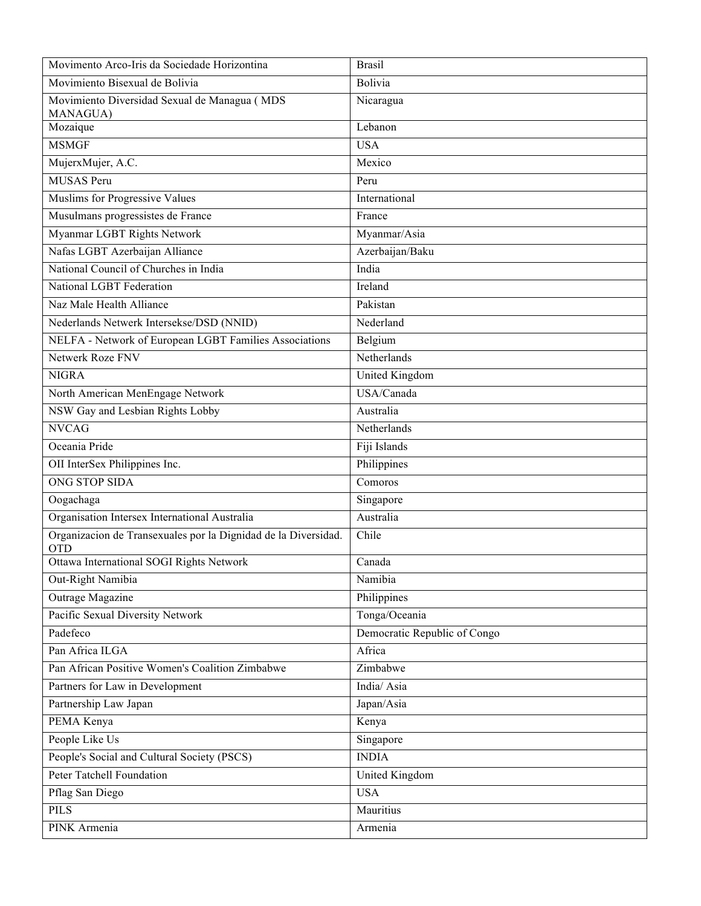| | |
|---|---|
| Movimento Arco-Iris da Sociedade Horizontina | Brasil |
| Movimiento Bisexual de Bolivia | Bolivia |
| Movimiento Diversidad Sexual de Managua ( MDS MANAGUA) | Nicaragua |
| Mozaique | Lebanon |
| MSMGF | USA |
| MujerxMujer, A.C. | Mexico |
| MUSAS Peru | Peru |
| Muslims for Progressive Values | International |
| Musulmans progressistes de France | France |
| Myanmar LGBT Rights Network | Myanmar/Asia |
| Nafas LGBT Azerbaijan Alliance | Azerbaijan/Baku |
| National Council of Churches in India | India |
| National LGBT Federation | Ireland |
| Naz Male Health Alliance | Pakistan |
| Nederlands Netwerk Intersekse/DSD (NNID) | Nederland |
| NELFA - Network of European LGBT Families Associations | Belgium |
| Netwerk Roze FNV | Netherlands |
| NIGRA | United Kingdom |
| North American MenEngage Network | USA/Canada |
| NSW Gay and Lesbian Rights Lobby | Australia |
| NVCAG | Netherlands |
| Oceania Pride | Fiji Islands |
| OII InterSex Philippines Inc. | Philippines |
| ONG STOP SIDA | Comoros |
| Oogachaga | Singapore |
| Organisation Intersex International Australia | Australia |
| Organizacion de Transexuales por la Dignidad de la Diversidad. OTD | Chile |
| Ottawa International SOGI Rights Network | Canada |
| Out-Right Namibia | Namibia |
| Outrage Magazine | Philippines |
| Pacific Sexual Diversity Network | Tonga/Oceania |
| Padefeco | Democratic Republic of Congo |
| Pan Africa ILGA | Africa |
| Pan African Positive Women's Coalition Zimbabwe | Zimbabwe |
| Partners for Law in Development | India/ Asia |
| Partnership Law Japan | Japan/Asia |
| PEMA Kenya | Kenya |
| People Like Us | Singapore |
| People's Social and Cultural Society (PSCS) | INDIA |
| Peter Tatchell Foundation | United Kingdom |
| Pflag San Diego | USA |
| PILS | Mauritius |
| PINK Armenia | Armenia |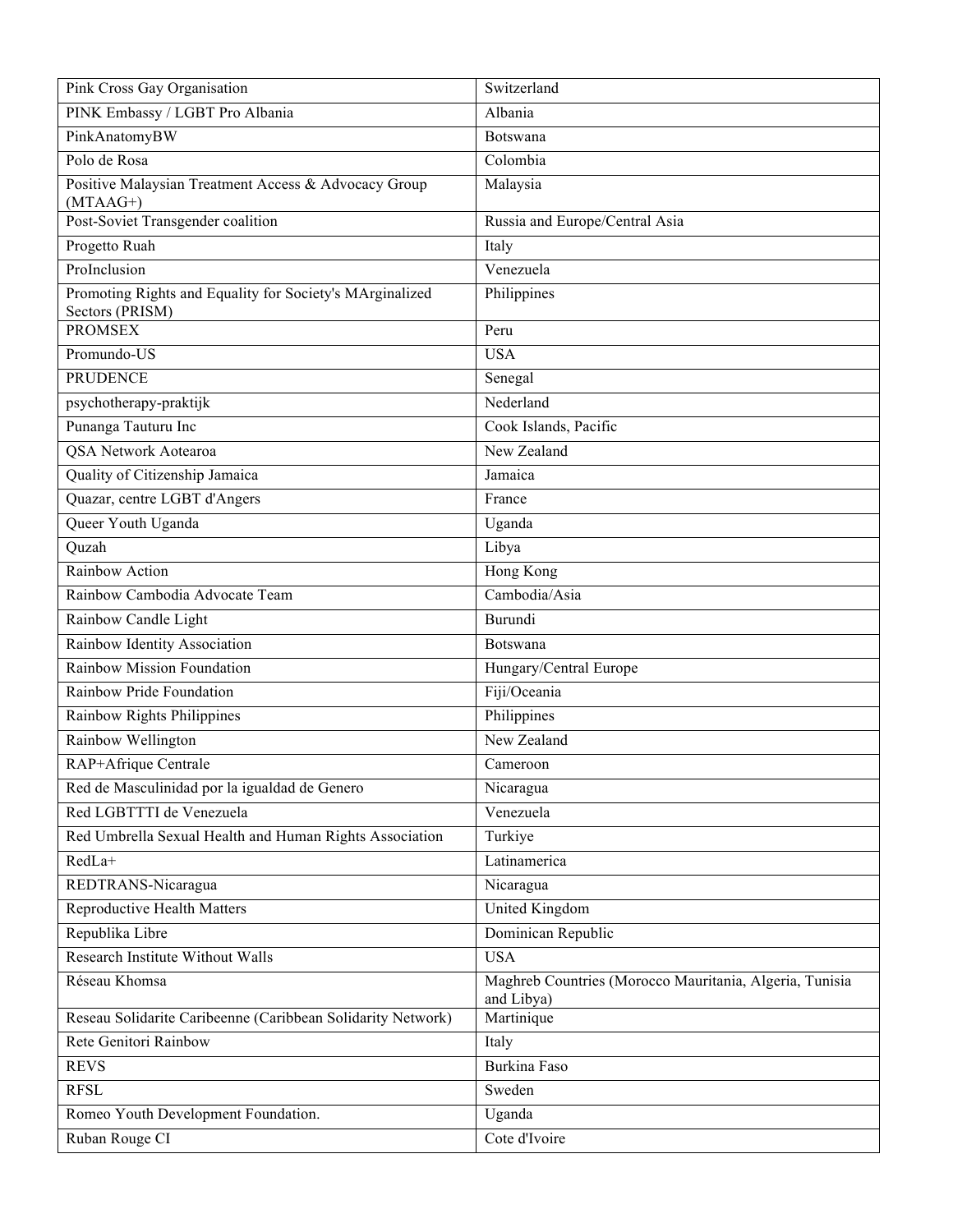| | |
|---|---|
| Pink Cross Gay Organisation | Switzerland |
| PINK Embassy / LGBT Pro Albania | Albania |
| PinkAnatomyBW | Botswana |
| Polo de Rosa | Colombia |
| Positive Malaysian Treatment Access & Advocacy Group (MTAAG+) | Malaysia |
| Post-Soviet Transgender coalition | Russia and Europe/Central Asia |
| Progetto Ruah | Italy |
| ProInclusion | Venezuela |
| Promoting Rights and Equality for Society's MArginalized Sectors (PRISM) | Philippines |
| PROMSEX | Peru |
| Promundo-US | USA |
| PRUDENCE | Senegal |
| psychotherapy-praktijk | Nederland |
| Punanga Tauturu Inc | Cook Islands, Pacific |
| QSA Network Aotearoa | New Zealand |
| Quality of Citizenship Jamaica | Jamaica |
| Quazar, centre LGBT d'Angers | France |
| Queer Youth Uganda | Uganda |
| Quzah | Libya |
| Rainbow Action | Hong Kong |
| Rainbow Cambodia Advocate Team | Cambodia/Asia |
| Rainbow Candle Light | Burundi |
| Rainbow Identity Association | Botswana |
| Rainbow Mission Foundation | Hungary/Central Europe |
| Rainbow Pride Foundation | Fiji/Oceania |
| Rainbow Rights Philippines | Philippines |
| Rainbow Wellington | New Zealand |
| RAP+Afrique Centrale | Cameroon |
| Red de Masculinidad por la igualdad de Genero | Nicaragua |
| Red LGBTTTI de Venezuela | Venezuela |
| Red Umbrella Sexual Health and Human Rights Association | Turkiye |
| RedLa+ | Latinamerica |
| REDTRANS-Nicaragua | Nicaragua |
| Reproductive Health Matters | United Kingdom |
| Republika Libre | Dominican Republic |
| Research Institute Without Walls | USA |
| Réseau Khomsa | Maghreb Countries (Morocco Mauritania, Algeria, Tunisia and Libya) |
| Reseau Solidarite Caribeenne (Caribbean Solidarity Network) | Martinique |
| Rete Genitori Rainbow | Italy |
| REVS | Burkina Faso |
| RFSL | Sweden |
| Romeo Youth Development Foundation. | Uganda |
| Ruban Rouge CI | Cote d'Ivoire |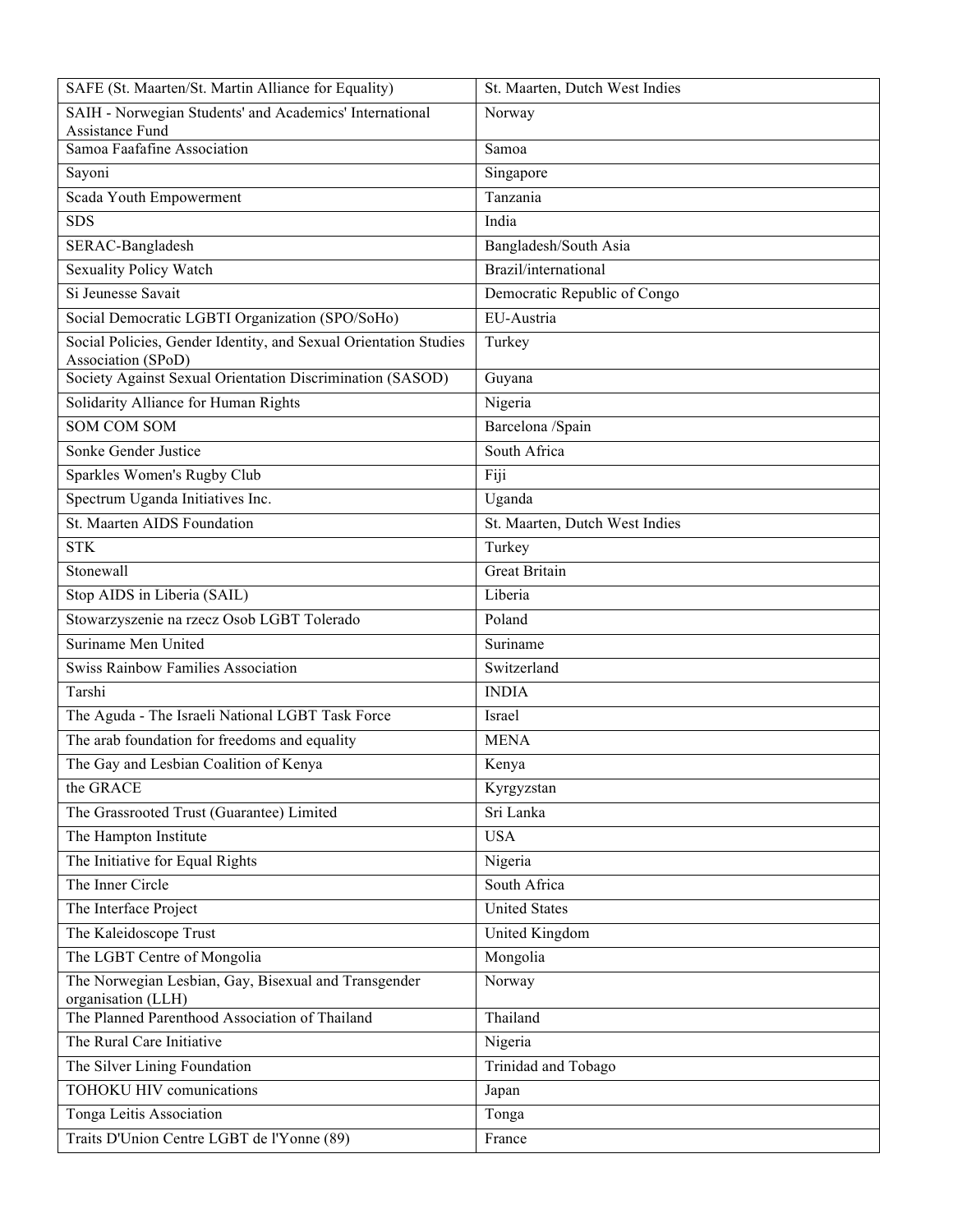| SAFE (St. Maarten/St. Martin Alliance for Equality) | St. Maarten, Dutch West Indies |
|---|---|
| SAIH - Norwegian Students' and Academics' International Assistance Fund | Norway |
| Samoa Faafafine Association | Samoa |
| Sayoni | Singapore |
| Scada Youth Empowerment | Tanzania |
| SDS | India |
| SERAC-Bangladesh | Bangladesh/South Asia |
| Sexuality Policy Watch | Brazil/international |
| Si Jeunesse Savait | Democratic Republic of Congo |
| Social Democratic LGBTI Organization (SPO/SoHo) | EU-Austria |
| Social Policies, Gender Identity, and Sexual Orientation Studies Association (SPoD) | Turkey |
| Society Against Sexual Orientation Discrimination (SASOD) | Guyana |
| Solidarity Alliance for Human Rights | Nigeria |
| SOM COM SOM | Barcelona /Spain |
| Sonke Gender Justice | South Africa |
| Sparkles Women's Rugby Club | Fiji |
| Spectrum Uganda Initiatives Inc. | Uganda |
| St. Maarten AIDS Foundation | St. Maarten, Dutch West Indies |
| STK | Turkey |
| Stonewall | Great Britain |
| Stop AIDS in Liberia (SAIL) | Liberia |
| Stowarzyszenie na rzecz Osob LGBT Tolerado | Poland |
| Suriname Men United | Suriname |
| Swiss Rainbow Families Association | Switzerland |
| Tarshi | INDIA |
| The Aguda - The Israeli National LGBT Task Force | Israel |
| The arab foundation for freedoms and equality | MENA |
| The Gay and Lesbian Coalition of Kenya | Kenya |
| the GRACE | Kyrgyzstan |
| The Grassrooted Trust (Guarantee) Limited | Sri Lanka |
| The Hampton Institute | USA |
| The Initiative for Equal Rights | Nigeria |
| The Inner Circle | South Africa |
| The Interface Project | United States |
| The Kaleidoscope Trust | United Kingdom |
| The LGBT Centre of Mongolia | Mongolia |
| The Norwegian Lesbian, Gay, Bisexual and Transgender organisation (LLH) | Norway |
| The Planned Parenthood Association of Thailand | Thailand |
| The Rural Care Initiative | Nigeria |
| The Silver Lining Foundation | Trinidad and Tobago |
| TOHOKU HIV comunications | Japan |
| Tonga Leitis Association | Tonga |
| Traits D'Union Centre LGBT de l'Yonne (89) | France |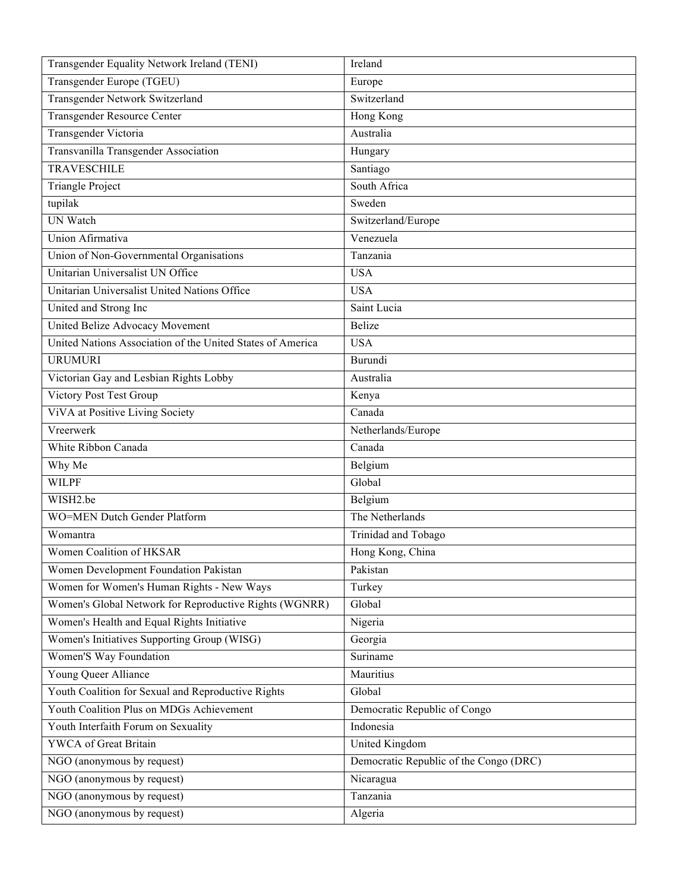| Transgender Equality Network Ireland (TENI) | Ireland |
|---|---|
| Transgender Europe (TGEU) | Europe |
| Transgender Network Switzerland | Switzerland |
| Transgender Resource Center | Hong Kong |
| Transgender Victoria | Australia |
| Transvanilla Transgender Association | Hungary |
| TRAVESCHILE | Santiago |
| Triangle Project | South Africa |
| tupilak | Sweden |
| UN Watch | Switzerland/Europe |
| Union Afirmativa | Venezuela |
| Union of Non-Governmental Organisations | Tanzania |
| Unitarian Universalist UN Office | USA |
| Unitarian Universalist United Nations Office | USA |
| United and Strong Inc | Saint Lucia |
| United Belize Advocacy Movement | Belize |
| United Nations Association of the United States of America | USA |
| URUMURI | Burundi |
| Victorian Gay and Lesbian Rights Lobby | Australia |
| Victory Post Test Group | Kenya |
| ViVA at Positive Living Society | Canada |
| Vreerwerk | Netherlands/Europe |
| White Ribbon Canada | Canada |
| Why Me | Belgium |
| WILPF | Global |
| WISH2.be | Belgium |
| WO=MEN Dutch Gender Platform | The Netherlands |
| Womantra | Trinidad and Tobago |
| Women Coalition of HKSAR | Hong Kong, China |
| Women Development Foundation Pakistan | Pakistan |
| Women for Women's Human Rights - New Ways | Turkey |
| Women's Global Network for Reproductive Rights (WGNRR) | Global |
| Women's Health and Equal Rights Initiative | Nigeria |
| Women's Initiatives Supporting Group (WISG) | Georgia |
| Women'S Way Foundation | Suriname |
| Young Queer Alliance | Mauritius |
| Youth Coalition for Sexual and Reproductive Rights | Global |
| Youth Coalition Plus on MDGs Achievement | Democratic Republic of Congo |
| Youth Interfaith Forum on Sexuality | Indonesia |
| YWCA of Great Britain | United Kingdom |
| NGO (anonymous by request) | Democratic Republic of the Congo (DRC) |
| NGO (anonymous by request) | Nicaragua |
| NGO (anonymous by request) | Tanzania |
| NGO (anonymous by request) | Algeria |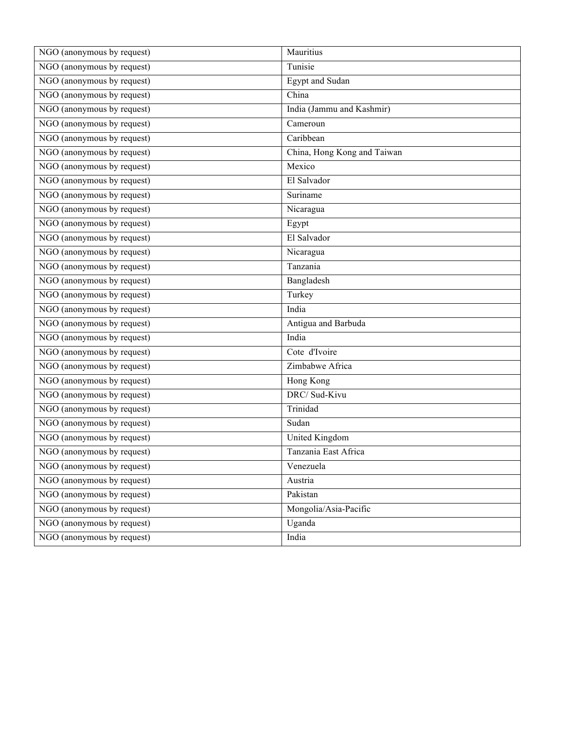| | |
|---|---|
| NGO (anonymous by request) | Mauritius |
| NGO (anonymous by request) | Tunisie |
| NGO (anonymous by request) | Egypt and Sudan |
| NGO (anonymous by request) | China |
| NGO (anonymous by request) | India (Jammu and Kashmir) |
| NGO (anonymous by request) | Cameroun |
| NGO (anonymous by request) | Caribbean |
| NGO (anonymous by request) | China, Hong Kong and Taiwan |
| NGO (anonymous by request) | Mexico |
| NGO (anonymous by request) | El Salvador |
| NGO (anonymous by request) | Suriname |
| NGO (anonymous by request) | Nicaragua |
| NGO (anonymous by request) | Egypt |
| NGO (anonymous by request) | El Salvador |
| NGO (anonymous by request) | Nicaragua |
| NGO (anonymous by request) | Tanzania |
| NGO (anonymous by request) | Bangladesh |
| NGO (anonymous by request) | Turkey |
| NGO (anonymous by request) | India |
| NGO (anonymous by request) | Antigua and Barbuda |
| NGO (anonymous by request) | India |
| NGO (anonymous by request) | Cote d'Ivoire |
| NGO (anonymous by request) | Zimbabwe Africa |
| NGO (anonymous by request) | Hong Kong |
| NGO (anonymous by request) | DRC/ Sud-Kivu |
| NGO (anonymous by request) | Trinidad |
| NGO (anonymous by request) | Sudan |
| NGO (anonymous by request) | United Kingdom |
| NGO (anonymous by request) | Tanzania East Africa |
| NGO (anonymous by request) | Venezuela |
| NGO (anonymous by request) | Austria |
| NGO (anonymous by request) | Pakistan |
| NGO (anonymous by request) | Mongolia/Asia-Pacific |
| NGO (anonymous by request) | Uganda |
| NGO (anonymous by request) | India |